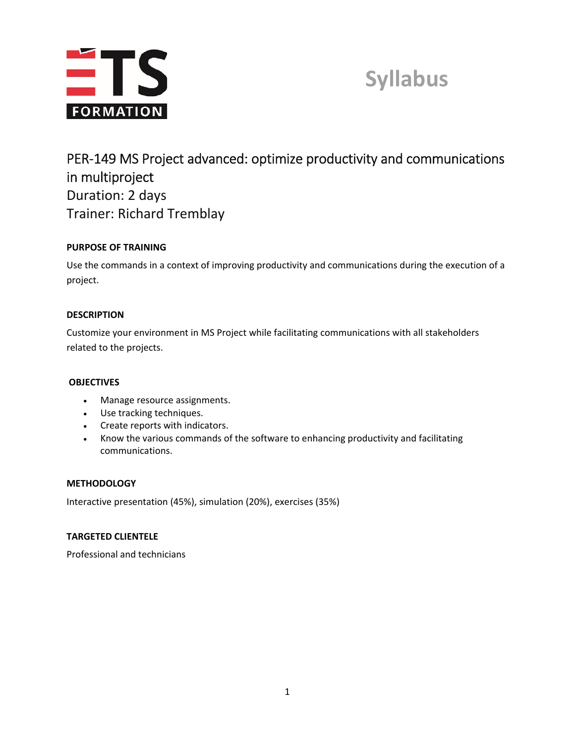# Syllabus

## PER-149 MS Project advanced: optimize productivity and communications in multiproject
## Duration: 2 days
## Trainer: Richard Tremblay

### PURPOSE OF TRAINING

Use the commands in a context of improving productivity and communications during the execution of a project.

### DESCRIPTION

Customize your environment in MS Project while facilitating communications with all stakeholders related to the projects.

### OBJECTIVES

- Manage resource assignments.
- Use tracking techniques.
- Create reports with indicators.
- Know the various commands of the software to enhancing productivity and facilitating communications.

### METHODOLOGY

Interactive presentation (45%), simulation (20%), exercises (35%)

### TARGETED CLIENTELE

Professional and technicians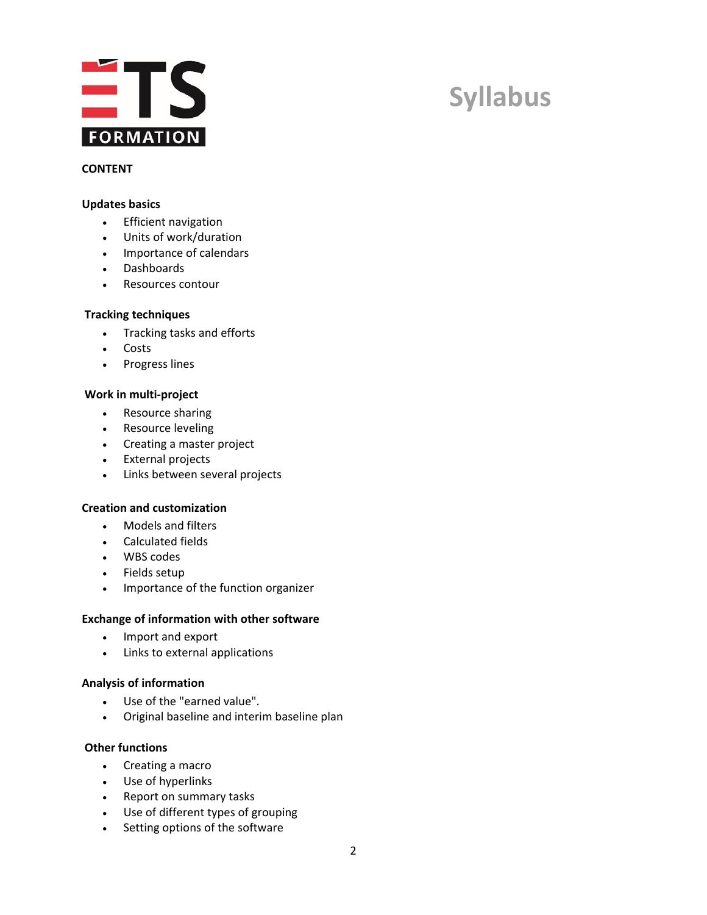# Syllabus

## CONTENT

### Updates basics

- Efficient navigation
- Units of work/duration
- Importance of calendars
- Dashboards
- Resources contour

### Tracking techniques

- Tracking tasks and efforts
- Costs
- Progress lines

### Work in multi-project

- Resource sharing
- Resource leveling
- Creating a master project
- External projects
- Links between several projects

### Creation and customization

- Models and filters
- Calculated fields
- WBS codes
- Fields setup
- Importance of the function organizer

### Exchange of information with other software

- Import and export
- Links to external applications

### Analysis of information

- Use of the "earned value".
- Original baseline and interim baseline plan

### Other functions

- Creating a macro
- Use of hyperlinks
- Report on summary tasks
- Use of different types of grouping
- Setting options of the software